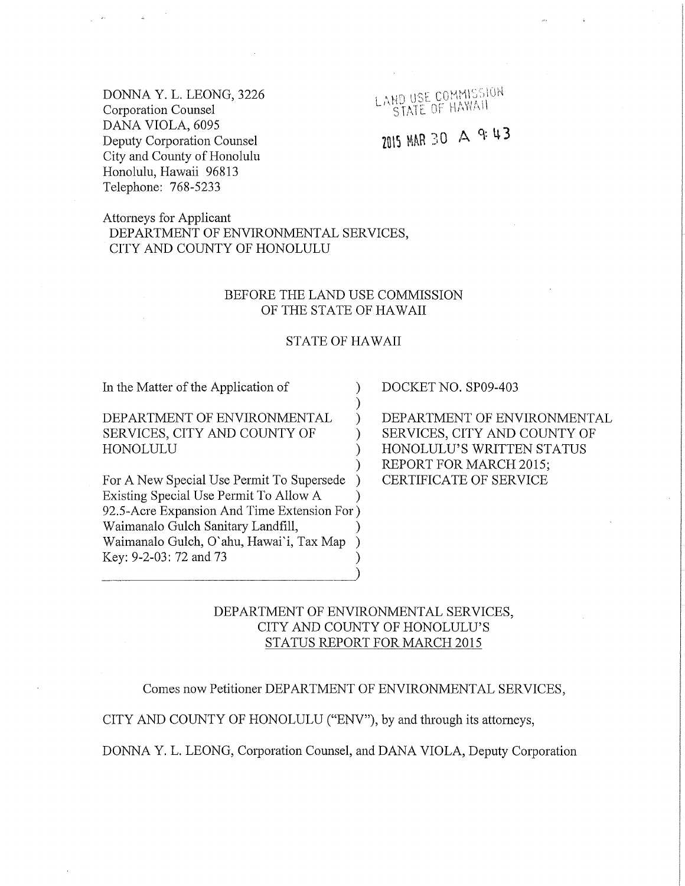DONNA Y. L. LEONG, 3226
Corporation Counsel
DANA VIOLA, 6095
Deputy Corporation Counsel
City and County of Honolulu
Honolulu, Hawaii 96813
Telephone: 768-5233

LAND USE COMMISSION
STATE OF HAWAII

2015 MAR 30 A 9:43

Attorneys for Applicant
DEPARTMENT OF ENVIRONMENTAL SERVICES,
CITY AND COUNTY OF HONOLULU

BEFORE THE LAND USE COMMISSION
OF THE STATE OF HAWAII

STATE OF HAWAII

| | |
|---|---|
| In the Matter of the Application of<br><br>DEPARTMENT OF ENVIRONMENTAL SERVICES, CITY AND COUNTY OF HONOLULU<br><br>For A New Special Use Permit To Supersede Existing Special Use Permit To Allow A 92.5-Acre Expansion And Time Extension For Waimanalo Gulch Sanitary Landfill, Waimanalo Gulch, O`ahu, Hawai`i, Tax Map Key: 9-2-03: 72 and 73 | DOCKET NO. SP09-403<br><br>DEPARTMENT OF ENVIRONMENTAL SERVICES, CITY AND COUNTY OF HONOLULU'S WRITTEN STATUS REPORT FOR MARCH 2015; CERTIFICATE OF SERVICE |

DEPARTMENT OF ENVIRONMENTAL SERVICES,
CITY AND COUNTY OF HONOLULU'S
STATUS REPORT FOR MARCH 2015

Comes now Petitioner DEPARTMENT OF ENVIRONMENTAL SERVICES, CITY AND COUNTY OF HONOLULU ("ENV"), by and through its attorneys, DONNA Y. L. LEONG, Corporation Counsel, and DANA VIOLA, Deputy Corporation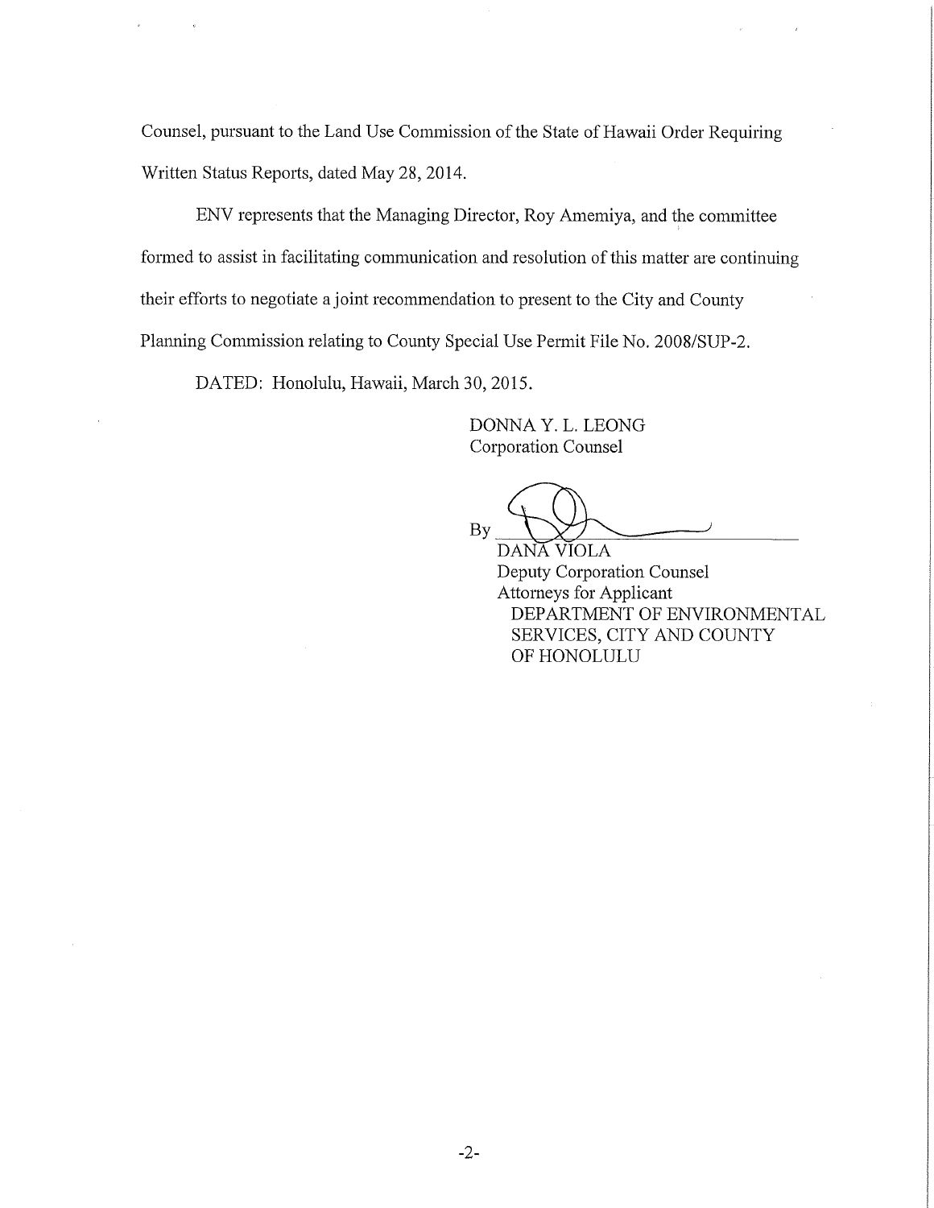Counsel, pursuant to the Land Use Commission of the State of Hawaii Order Requiring Written Status Reports, dated May 28, 2014.

ENV represents that the Managing Director, Roy Amemiya, and the committee formed to assist in facilitating communication and resolution of this matter are continuing their efforts to negotiate a joint recommendation to present to the City and County Planning Commission relating to County Special Use Permit File No. 2008/SUP-2.

DATED: Honolulu, Hawaii, March 30, 2015.

DONNA Y. L. LEONG
Corporation Counsel

By ______________________
DANA VIOLA
Deputy Corporation Counsel
Attorneys for Applicant
DEPARTMENT OF ENVIRONMENTAL SERVICES, CITY AND COUNTY OF HONOLULU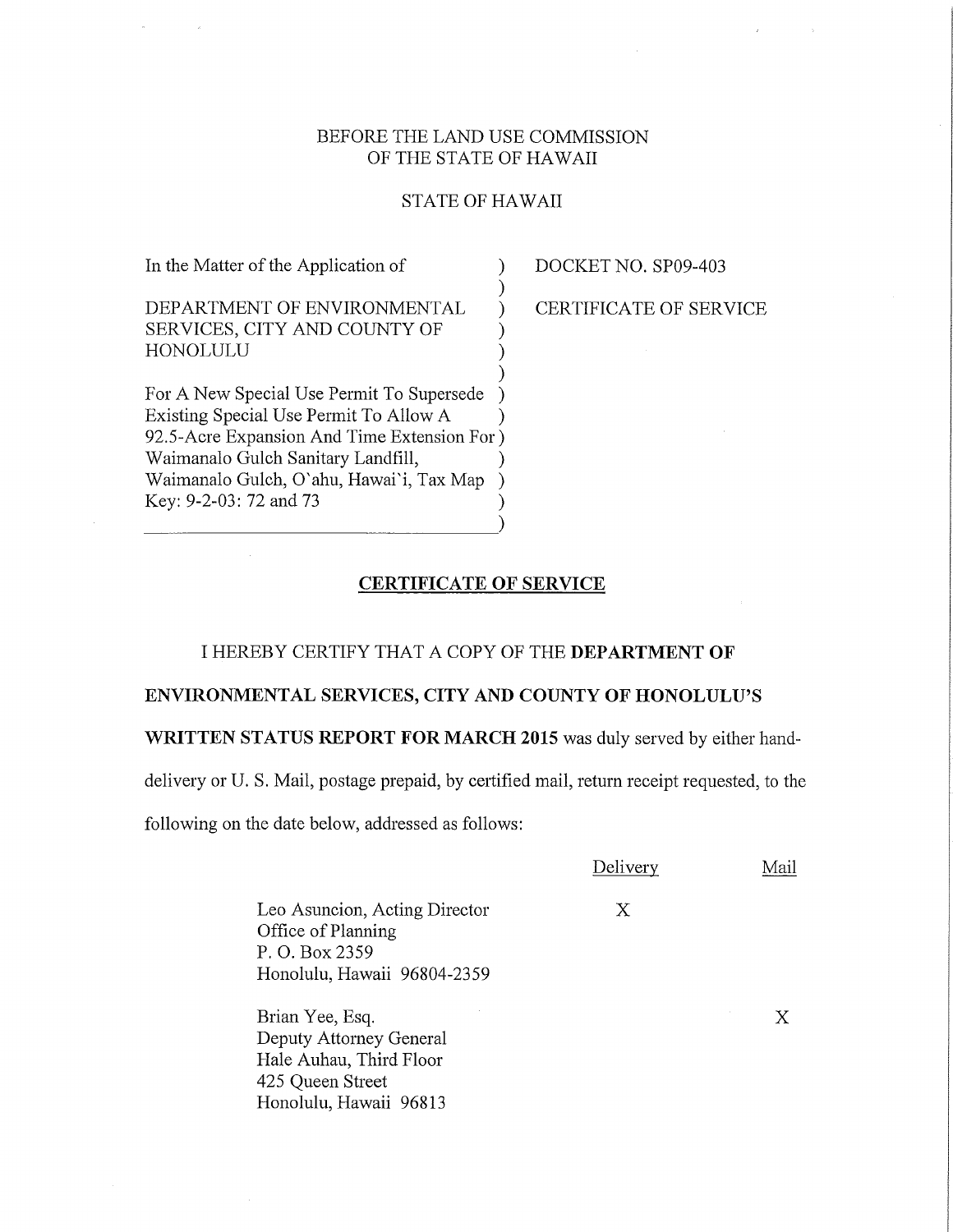BEFORE THE LAND USE COMMISSION
OF THE STATE OF HAWAII

STATE OF HAWAII

| | |
|---|---|
| In the Matter of the Application of<br><br>DEPARTMENT OF ENVIRONMENTAL SERVICES, CITY AND COUNTY OF HONOLULU<br><br>For A New Special Use Permit To Supersede Existing Special Use Permit To Allow A 92.5-Acre Expansion And Time Extension For Waimanalo Gulch Sanitary Landfill, Waimanalo Gulch, O`ahu, Hawai`i, Tax Map Key: 9-2-03: 72 and 73 | DOCKET NO. SP09-403<br><br>CERTIFICATE OF SERVICE |

## CERTIFICATE OF SERVICE

I HEREBY CERTIFY THAT A COPY OF THE **DEPARTMENT OF ENVIRONMENTAL SERVICES, CITY AND COUNTY OF HONOLULU'S WRITTEN STATUS REPORT FOR MARCH 2015** was duly served by either hand-delivery or U. S. Mail, postage prepaid, by certified mail, return receipt requested, to the following on the date below, addressed as follows:

| | Delivery | Mail |
|---|---|---|
| Leo Asuncion, Acting Director<br>Office of Planning<br>P. O. Box 2359<br>Honolulu, Hawaii 96804-2359 | X | |
| Brian Yee, Esq.<br>Deputy Attorney General<br>Hale Auhau, Third Floor<br>425 Queen Street<br>Honolulu, Hawaii 96813 | | X |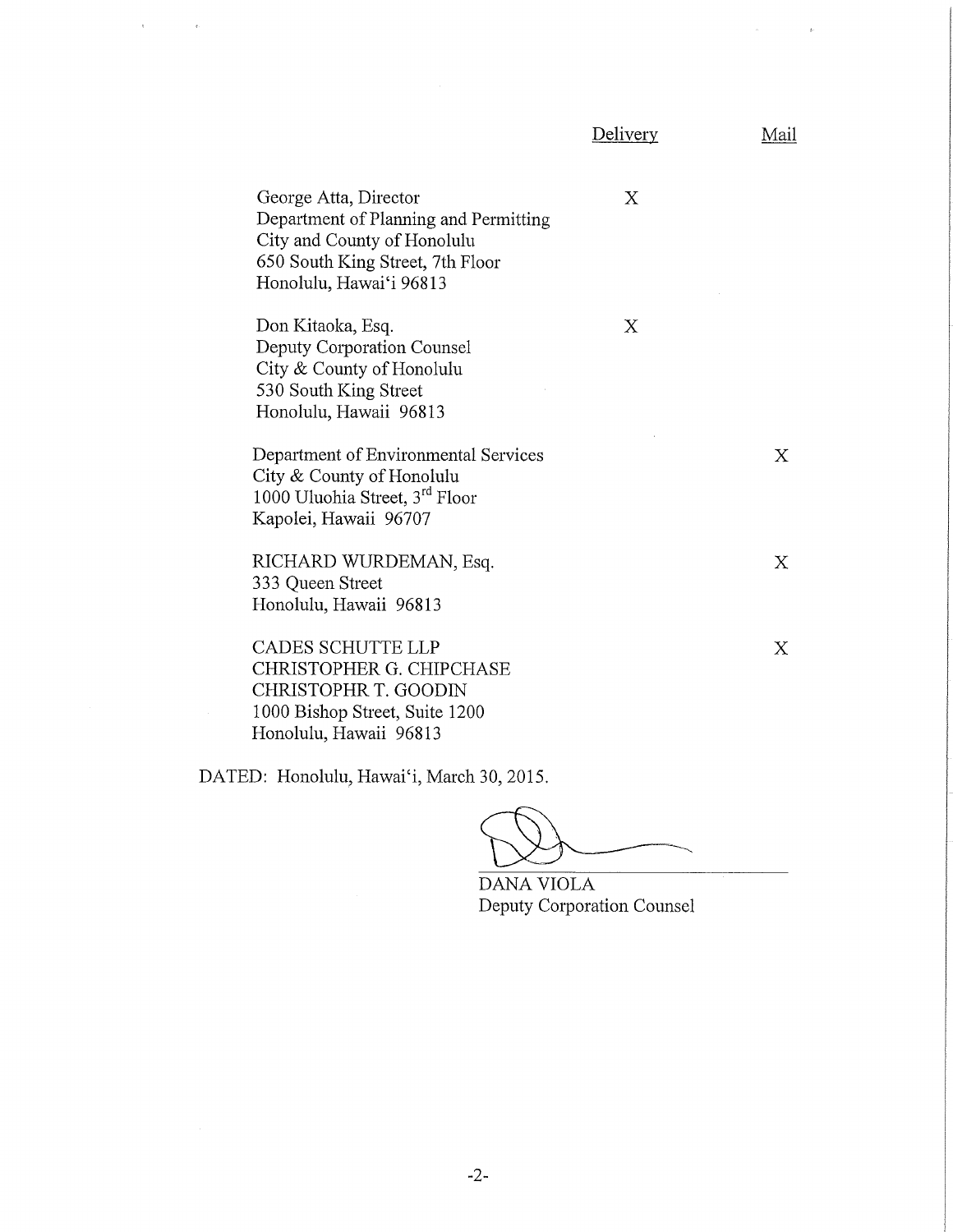| | Delivery | Mail |
|---|---|---|
| George Atta, Director<br>Department of Planning and Permitting<br>City and County of Honolulu<br>650 South King Street, 7th Floor<br>Honolulu, Hawai'i 96813 | X | |
| Don Kitaoka, Esq.<br>Deputy Corporation Counsel<br>City & County of Honolulu<br>530 South King Street<br>Honolulu, Hawaii 96813 | X | |
| Department of Environmental Services<br>City & County of Honolulu<br>1000 Uluohia Street, 3rd Floor<br>Kapolei, Hawaii 96707 | | X |
| RICHARD WURDEMAN, Esq.<br>333 Queen Street<br>Honolulu, Hawaii 96813 | | X |
| CADES SCHUTTE LLP<br>CHRISTOPHER G. CHIPCHASE<br>CHRISTOPHR T. GOODIN<br>1000 Bishop Street, Suite 1200<br>Honolulu, Hawaii 96813 | | X |

DATED: Honolulu, Hawai'i, March 30, 2015.

DANA VIOLA
Deputy Corporation Counsel